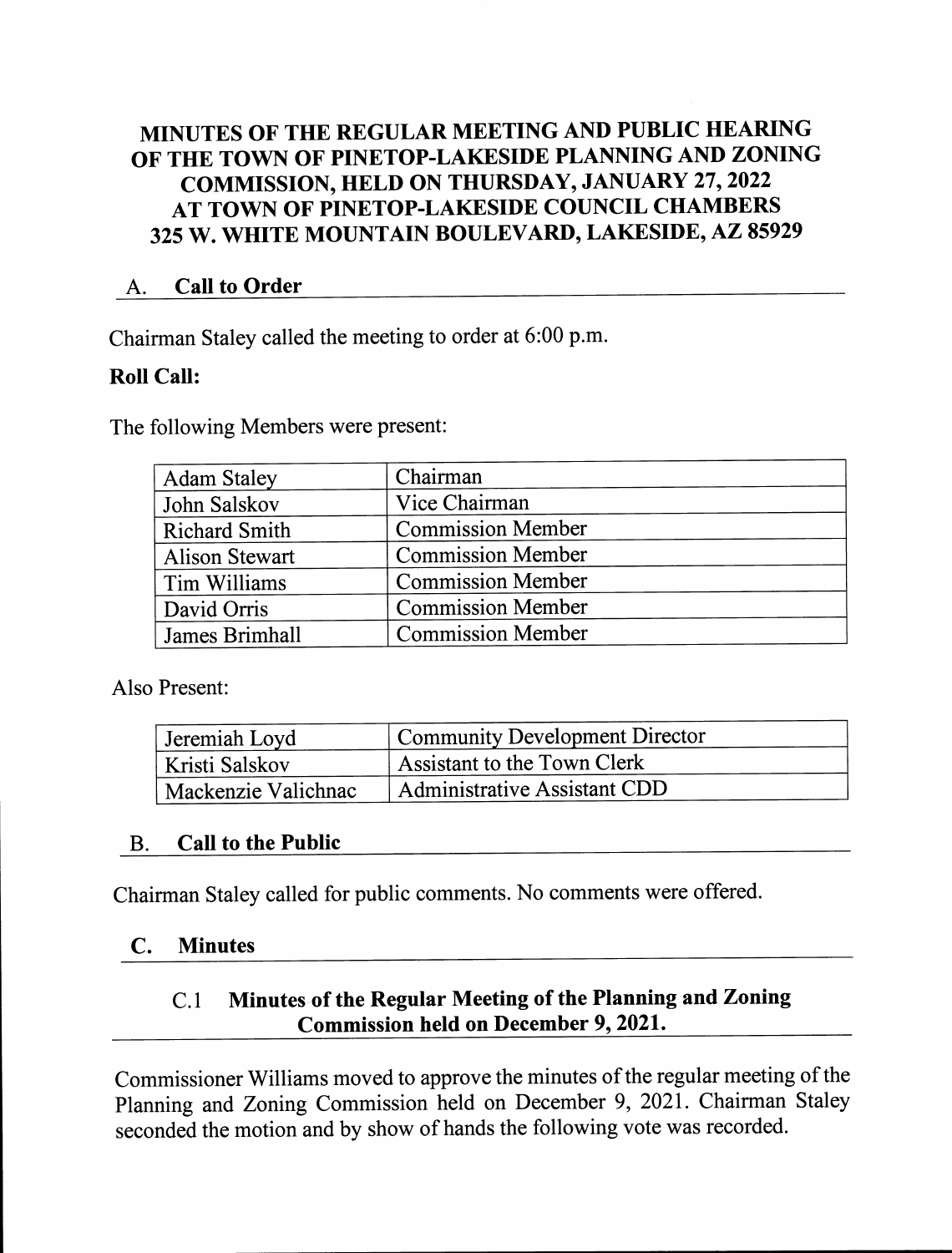# MINUTES OF THE REGULAR MEETING AND PUBLIC HEARING OF THE TOWN OF PINETOP-LAKESIDE PLANNING AND ZONING COMMISSION, HELD ON THURSDAY, JANUARY 27, 2022 AT TOWN OF PINETOP-LAKESIDE COUNCIL CHAMBERS 325 W. WHITE MOUNTAIN BOULEVARD, LAKESIDE, AZ 85929

## A. Call to Order

Chairman Staley called the meeting to order at 6:00 p.m.

**Roll Call:**

The following Members were present:

| | |
|---|---|
| Adam Staley | Chairman |
| John Salskov | Vice Chairman |
| Richard Smith | Commission Member |
| Alison Stewart | Commission Member |
| Tim Williams | Commission Member |
| David Orris | Commission Member |
| James Brimhall | Commission Member |

Also Present:

| | |
|---|---|
| Jeremiah Loyd | Community Development Director |
| Kristi Salskov | Assistant to the Town Clerk |
| Mackenzie Valichnac | Administrative Assistant CDD |

## B. Call to the Public

Chairman Staley called for public comments. No comments were offered.

## C. Minutes

### C.1 Minutes of the Regular Meeting of the Planning and Zoning Commission held on December 9, 2021.

Commissioner Williams moved to approve the minutes of the regular meeting of the Planning and Zoning Commission held on December 9, 2021. Chairman Staley seconded the motion and by show of hands the following vote was recorded.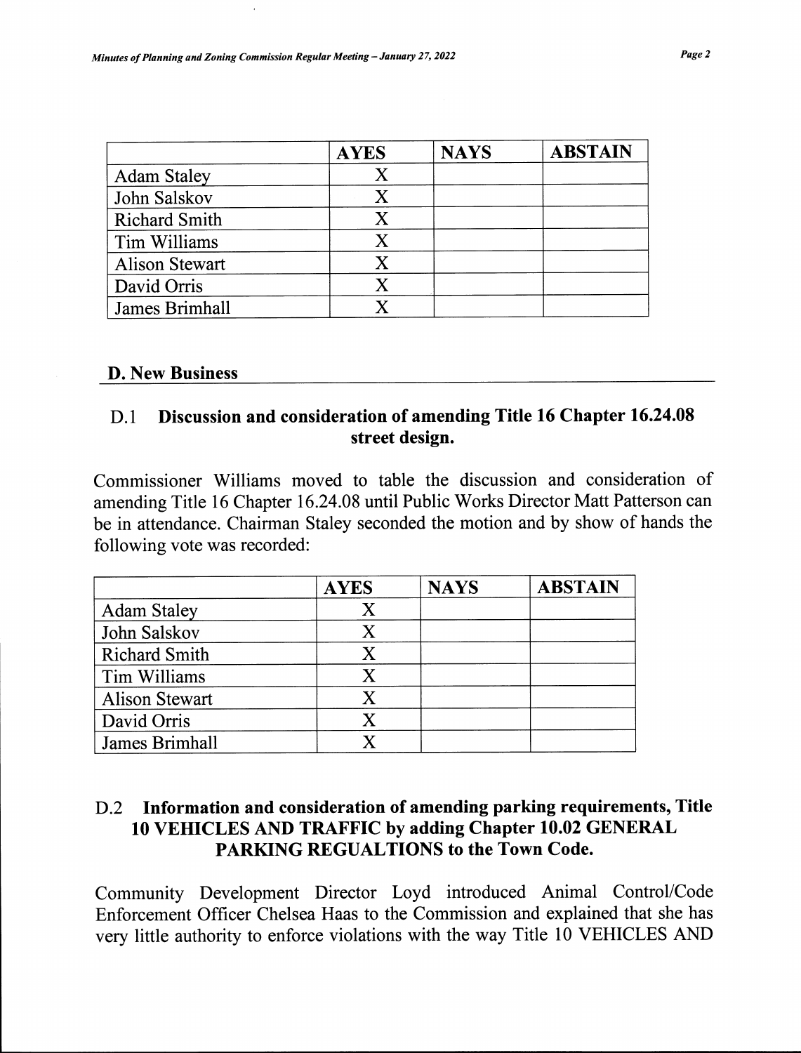| | AYES | NAYS | ABSTAIN |
|---|---|---|---|
| Adam Staley | X | | |
| John Salskov | X | | |
| Richard Smith | X | | |
| Tim Williams | X | | |
| Alison Stewart | X | | |
| David Orris | X | | |
| James Brimhall | X | | |

## D. New Business

### D.1 Discussion and consideration of amending Title 16 Chapter 16.24.08 street design.

Commissioner Williams moved to table the discussion and consideration of amending Title 16 Chapter 16.24.08 until Public Works Director Matt Patterson can be in attendance. Chairman Staley seconded the motion and by show of hands the following vote was recorded:

| | AYES | NAYS | ABSTAIN |
|---|---|---|---|
| Adam Staley | X | | |
| John Salskov | X | | |
| Richard Smith | X | | |
| Tim Williams | X | | |
| Alison Stewart | X | | |
| David Orris | X | | |
| James Brimhall | X | | |

### D.2 Information and consideration of amending parking requirements, Title 10 VEHICLES AND TRAFFIC by adding Chapter 10.02 GENERAL PARKING REGUALTIONS to the Town Code.

Community Development Director Loyd introduced Animal Control/Code Enforcement Officer Chelsea Haas to the Commission and explained that she has very little authority to enforce violations with the way Title 10 VEHICLES AND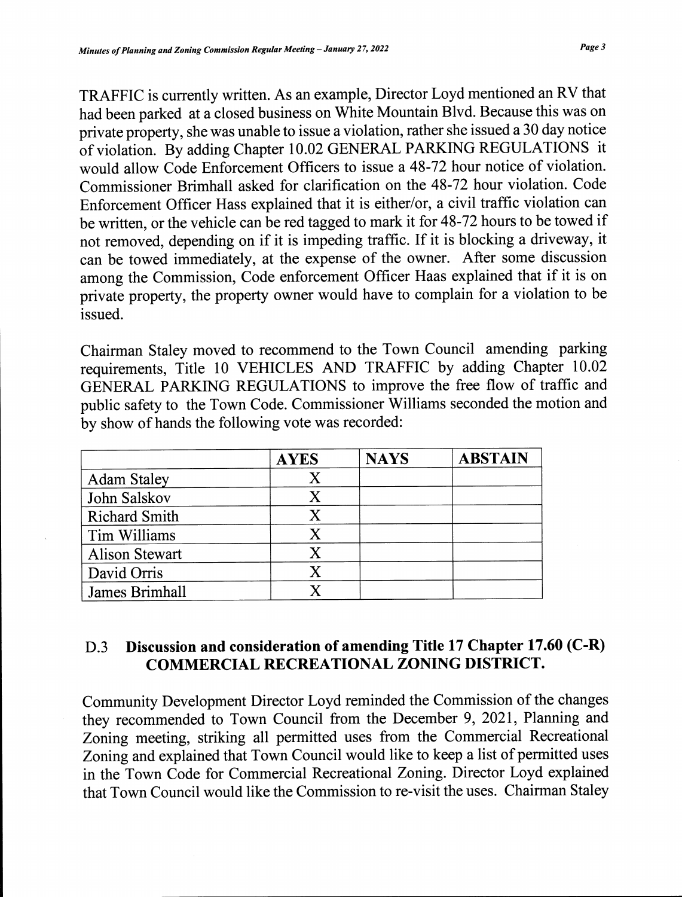TRAFFIC is currently written. As an example, Director Loyd mentioned an RV that had been parked at a closed business on White Mountain Blvd. Because this was on private property, she was unable to issue a violation, rather she issued a 30 day notice of violation. By adding Chapter 10.02 GENERAL PARKING REGULATIONS it would allow Code Enforcement Officers to issue a 48-72 hour notice of violation. Commissioner Brimhall asked for clarification on the 48-72 hour violation. Code Enforcement Officer Hass explained that it is either/or, a civil traffic violation can be written, or the vehicle can be red tagged to mark it for 48-72 hours to be towed if not removed, depending on if it is impeding traffic. If it is blocking a driveway, it can be towed immediately, at the expense of the owner. After some discussion among the Commission, Code enforcement Officer Haas explained that if it is on private property, the property owner would have to complain for a violation to be issued.

Chairman Staley moved to recommend to the Town Council amending parking requirements, Title 10 VEHICLES AND TRAFFIC by adding Chapter 10.02 GENERAL PARKING REGULATIONS to improve the free flow of traffic and public safety to the Town Code. Commissioner Williams seconded the motion and by show of hands the following vote was recorded:

| | AYES | NAYS | ABSTAIN |
|---|---|---|---|
| Adam Staley | X | | |
| John Salskov | X | | |
| Richard Smith | X | | |
| Tim Williams | X | | |
| Alison Stewart | X | | |
| David Orris | X | | |
| James Brimhall | X | | |

### D.3 Discussion and consideration of amending Title 17 Chapter 17.60 (C-R) COMMERCIAL RECREATIONAL ZONING DISTRICT.

Community Development Director Loyd reminded the Commission of the changes they recommended to Town Council from the December 9, 2021, Planning and Zoning meeting, striking all permitted uses from the Commercial Recreational Zoning and explained that Town Council would like to keep a list of permitted uses in the Town Code for Commercial Recreational Zoning. Director Loyd explained that Town Council would like the Commission to re-visit the uses. Chairman Staley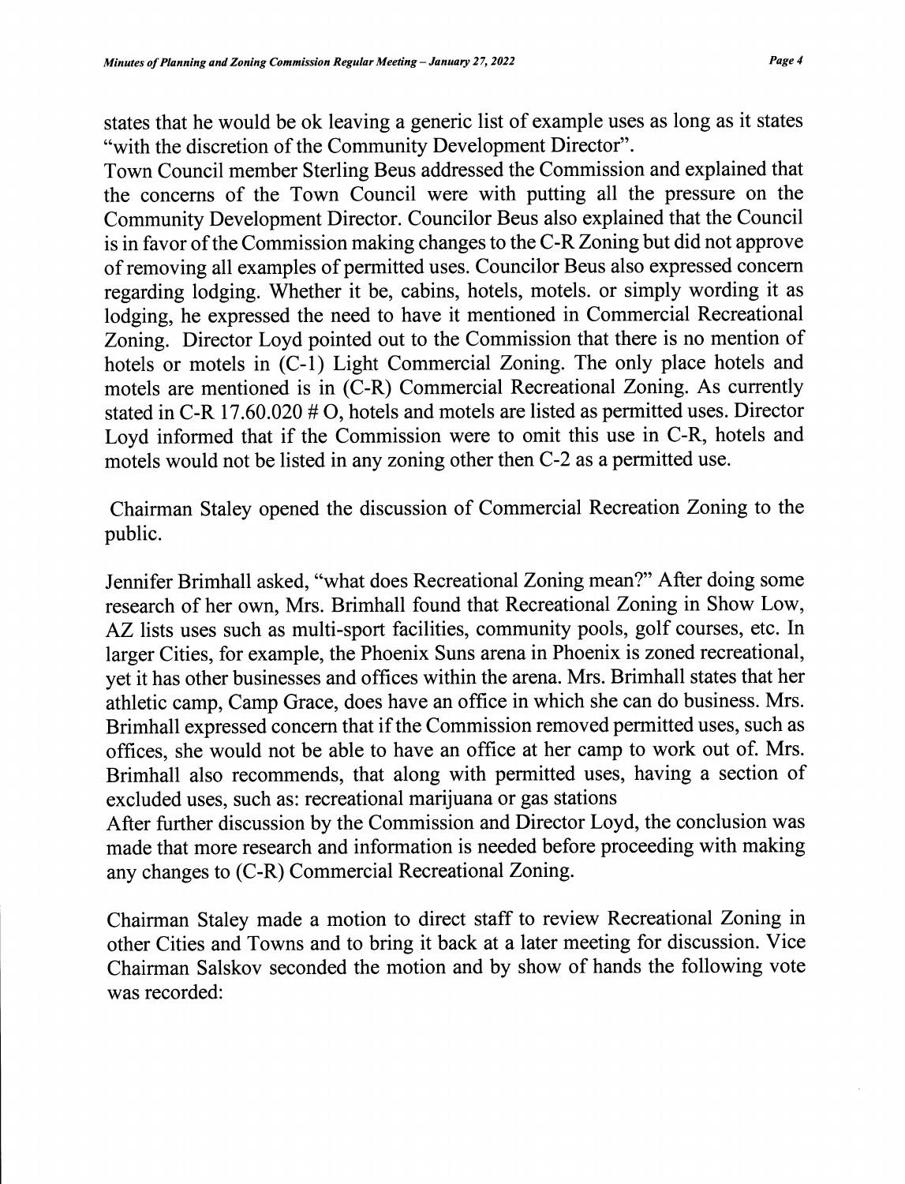states that he would be ok leaving a generic list of example uses as long as it states "with the discretion of the Community Development Director".

Town Council member Sterling Beus addressed the Commission and explained that the concerns of the Town Council were with putting all the pressure on the Community Development Director. Councilor Beus also explained that the Council is in favor of the Commission making changes to the C-R Zoning but did not approve of removing all examples of permitted uses. Councilor Beus also expressed concern regarding lodging. Whether it be, cabins, hotels, motels. or simply wording it as lodging, he expressed the need to have it mentioned in Commercial Recreational Zoning. Director Loyd pointed out to the Commission that there is no mention of hotels or motels in (C-1) Light Commercial Zoning. The only place hotels and motels are mentioned is in (C-R) Commercial Recreational Zoning. As currently stated in C-R 17.60.020 # O, hotels and motels are listed as permitted uses. Director Loyd informed that if the Commission were to omit this use in C-R, hotels and motels would not be listed in any zoning other then C-2 as a permitted use.

Chairman Staley opened the discussion of Commercial Recreation Zoning to the public.

Jennifer Brimhall asked, "what does Recreational Zoning mean?" After doing some research of her own, Mrs. Brimhall found that Recreational Zoning in Show Low, AZ lists uses such as multi-sport facilities, community pools, golf courses, etc. In larger Cities, for example, the Phoenix Suns arena in Phoenix is zoned recreational, yet it has other businesses and offices within the arena. Mrs. Brimhall states that her athletic camp, Camp Grace, does have an office in which she can do business. Mrs. Brimhall expressed concern that if the Commission removed permitted uses, such as offices, she would not be able to have an office at her camp to work out of. Mrs. Brimhall also recommends, that along with permitted uses, having a section of excluded uses, such as: recreational marijuana or gas stations

After further discussion by the Commission and Director Loyd, the conclusion was made that more research and information is needed before proceeding with making any changes to (C-R) Commercial Recreational Zoning.

Chairman Staley made a motion to direct staff to review Recreational Zoning in other Cities and Towns and to bring it back at a later meeting for discussion. Vice Chairman Salskov seconded the motion and by show of hands the following vote was recorded: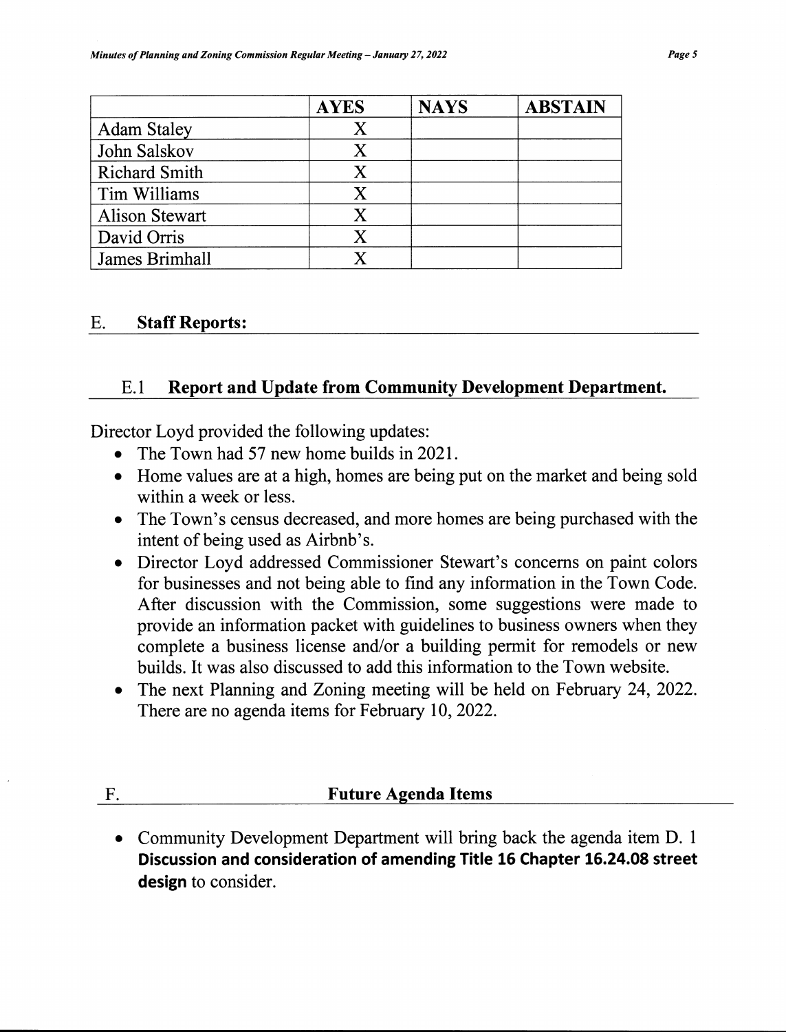| | AYES | NAYS | ABSTAIN |
|---|---|---|---|
| Adam Staley | X | | |
| John Salskov | X | | |
| Richard Smith | X | | |
| Tim Williams | X | | |
| Alison Stewart | X | | |
| David Orris | X | | |
| James Brimhall | X | | |

## E. Staff Reports:

### E.1 Report and Update from Community Development Department.

Director Loyd provided the following updates:

- The Town had 57 new home builds in 2021.
- Home values are at a high, homes are being put on the market and being sold within a week or less.
- The Town's census decreased, and more homes are being purchased with the intent of being used as Airbnb's.
- Director Loyd addressed Commissioner Stewart's concerns on paint colors for businesses and not being able to find any information in the Town Code. After discussion with the Commission, some suggestions were made to provide an information packet with guidelines to business owners when they complete a business license and/or a building permit for remodels or new builds. It was also discussed to add this information to the Town website.
- The next Planning and Zoning meeting will be held on February 24, 2022. There are no agenda items for February 10, 2022.

## F. Future Agenda Items

- Community Development Department will bring back the agenda item D. 1 **Discussion and consideration of amending Title 16 Chapter 16.24.08 street design** to consider.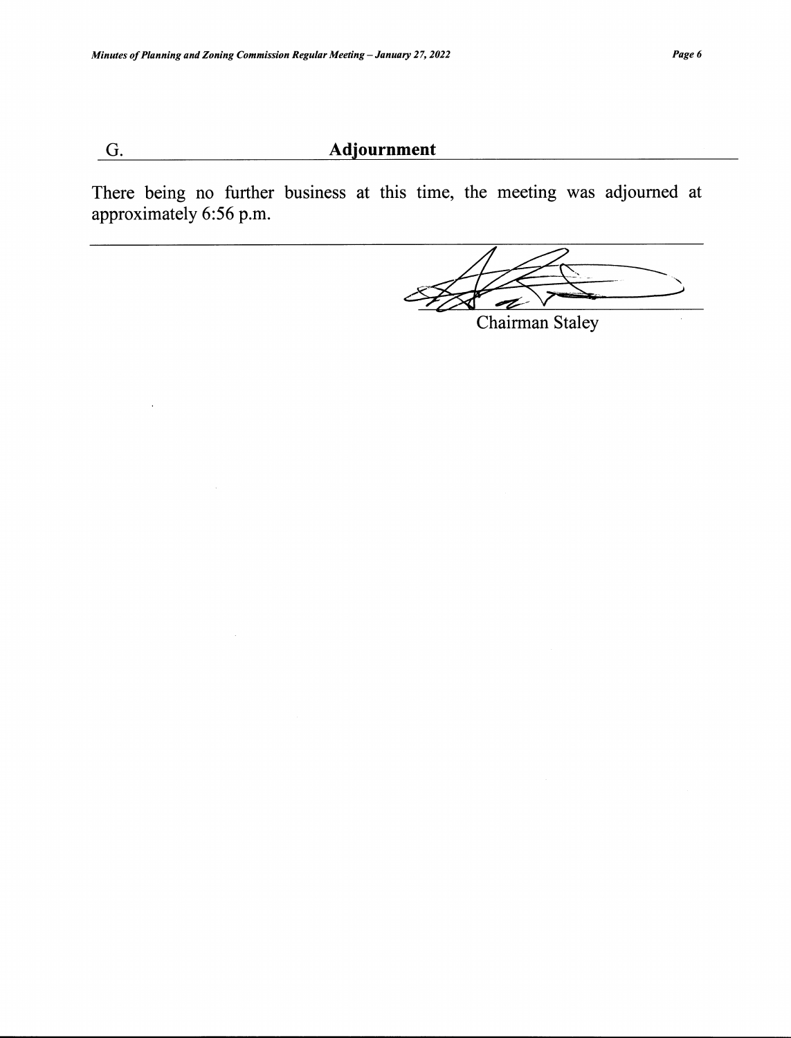## G. Adjournment

There being no further business at this time, the meeting was adjourned at approximately 6:56 p.m.

Chairman Staley